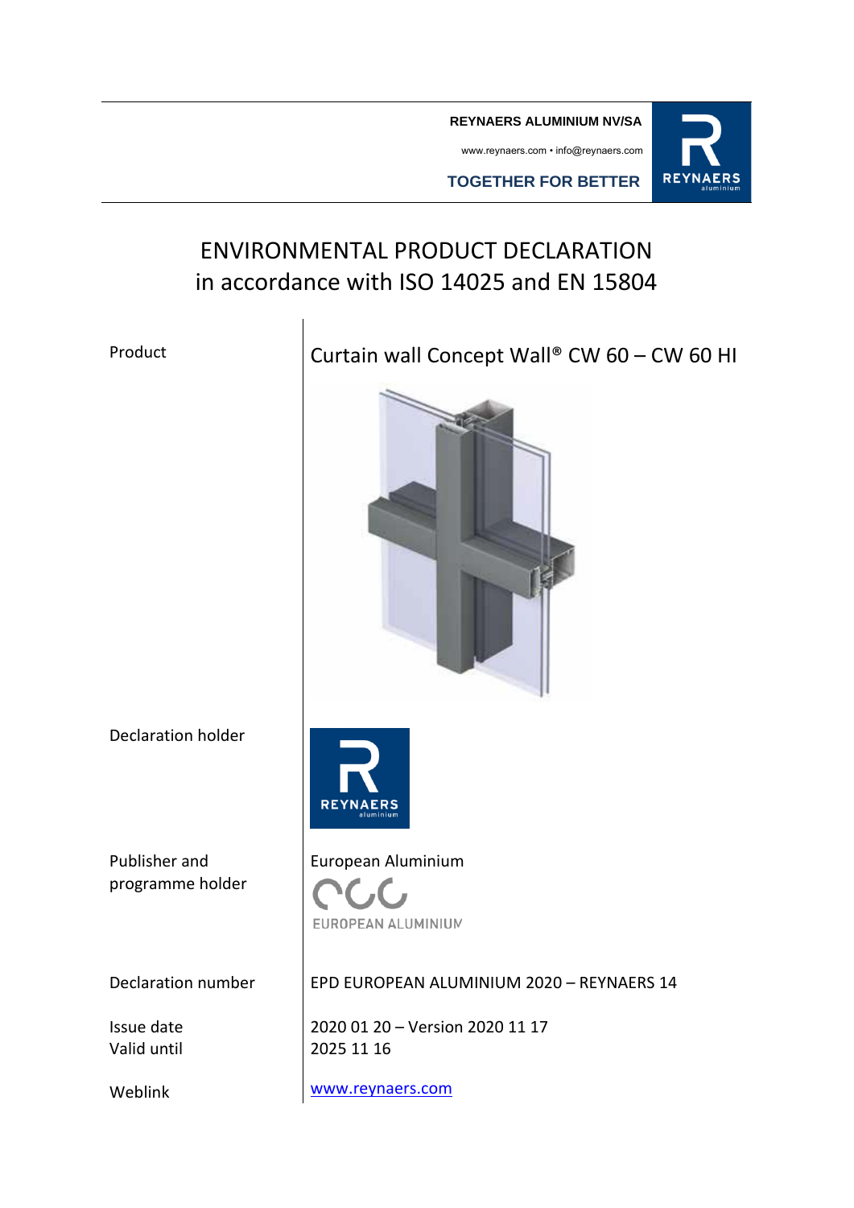**REYNAERS ALUMINIUM NV/SA**

www.reynaers.com • info@reynaers.com

**TOGETHER FOR BETTER**

# ENVIRONMENTAL PRODUCT DECLARATION
# in accordance with ISO 14025 and EN 15804

| | |
|---|---|
| Product | Curtain wall Concept Wall® CW 60 – CW 60 HI |
| Declaration holder | REYNAERS aluminium |
| Publisher and programme holder | European Aluminium<br>EUROPEAN ALUMINIUM |
| Declaration number | EPD EUROPEAN ALUMINIUM 2020 – REYNAERS 14 |
| Issue date<br>Valid until | 2020 01 20 – Version 2020 11 17<br>2025 11 16 |
| Weblink | www.reynaers.com |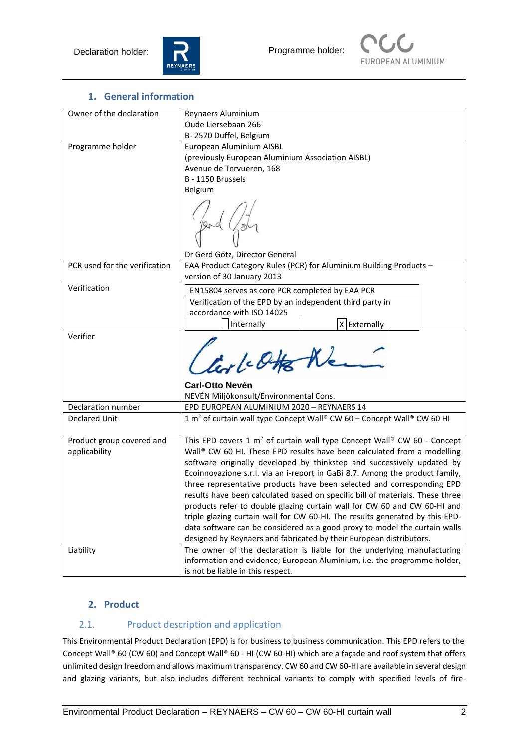Declaration holder: Programme holder:

## 1. General information

| | |
|---|---|
| Owner of the declaration | Reynaers Aluminium<br>Oude Liersebaan 266<br>B- 2570 Duffel, Belgium |
| Programme holder | European Aluminium AISBL<br>(previously European Aluminium Association AISBL)<br>Avenue de Tervueren, 168<br>B - 1150 Brussels<br>Belgium<br><br>Dr Gerd Götz, Director General |
| PCR used for the verification | EAA Product Category Rules (PCR) for Aluminium Building Products – version of 30 January 2013 |
| Verification | EN15804 serves as core PCR completed by EAA PCR<br>Verification of the EPD by an independent third party in accordance with ISO 14025<br>☐ Internally ☒ Externally |
| Verifier | **Carl-Otto Nevén**<br>NEVÉN Miljökonsult/Environmental Cons. |
| Declaration number | EPD EUROPEAN ALUMINIUM 2020 – REYNAERS 14 |
| Declared Unit | 1 $m^2$ of curtain wall type Concept Wall® CW 60 – Concept Wall® CW 60 HI |
| Product group covered and applicability | This EPD covers 1 $m^2$ of curtain wall type Concept Wall® CW 60 - Concept Wall® CW 60 HI. These EPD results have been calculated from a modelling software originally developed by thinkstep and successively updated by Ecoinnovazione s.r.l. via an i-report in GaBi 8.7. Among the product family, three representative products have been selected and corresponding EPD results have been calculated based on specific bill of materials. These three products refer to double glazing curtain wall for CW 60 and CW 60-HI and triple glazing curtain wall for CW 60-HI. The results generated by this EPD-data software can be considered as a good proxy to model the curtain walls designed by Reynaers and fabricated by their European distributors. |
| Liability | The owner of the declaration is liable for the underlying manufacturing information and evidence; European Aluminium, i.e. the programme holder, is not be liable in this respect. |

## 2. Product

### 2.1. Product description and application

This Environmental Product Declaration (EPD) is for business to business communication. This EPD refers to the Concept Wall® 60 (CW 60) and Concept Wall® 60 - HI (CW 60-HI) which are a façade and roof system that offers unlimited design freedom and allows maximum transparency. CW 60 and CW 60-HI are available in several design and glazing variants, but also includes different technical variants to comply with specified levels of fire-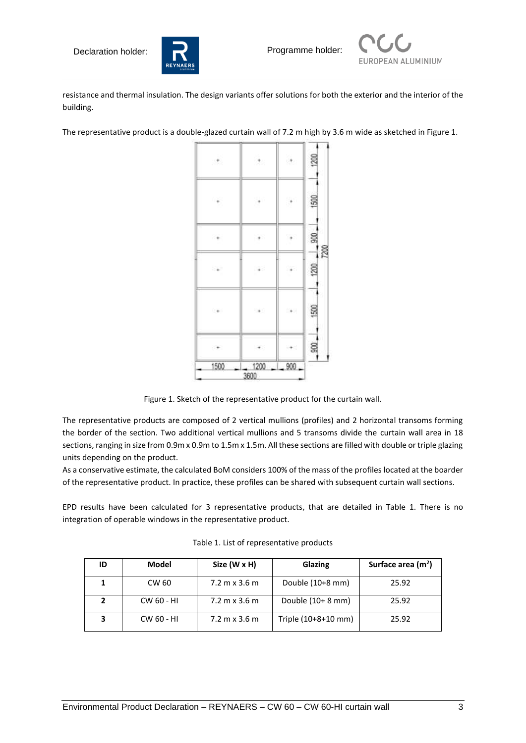resistance and thermal insulation. The design variants offer solutions for both the exterior and the interior of the building.

The representative product is a double-glazed curtain wall of 7.2 m high by 3.6 m wide as sketched in Figure 1.

Figure 1. Sketch of the representative product for the curtain wall.

The representative products are composed of 2 vertical mullions (profiles) and 2 horizontal transoms forming the border of the section. Two additional vertical mullions and 5 transoms divide the curtain wall area in 18 sections, ranging in size from 0.9m x 0.9m to 1.5m x 1.5m. All these sections are filled with double or triple glazing units depending on the product.

As a conservative estimate, the calculated BoM considers 100% of the mass of the profiles located at the boarder of the representative product. In practice, these profiles can be shared with subsequent curtain wall sections.

EPD results have been calculated for 3 representative products, that are detailed in Table 1. There is no integration of operable windows in the representative product.

Table 1. List of representative products

| ID | Model | Size (W x H) | Glazing | Surface area ($m^2$) |
|---|---|---|---|---|
| **1** | CW 60 | 7.2 m x 3.6 m | Double (10+8 mm) | 25.92 |
| **2** | CW 60 - HI | 7.2 m x 3.6 m | Double (10+ 8 mm) | 25.92 |
| **3** | CW 60 - HI | 7.2 m x 3.6 m | Triple (10+8+10 mm) | 25.92 |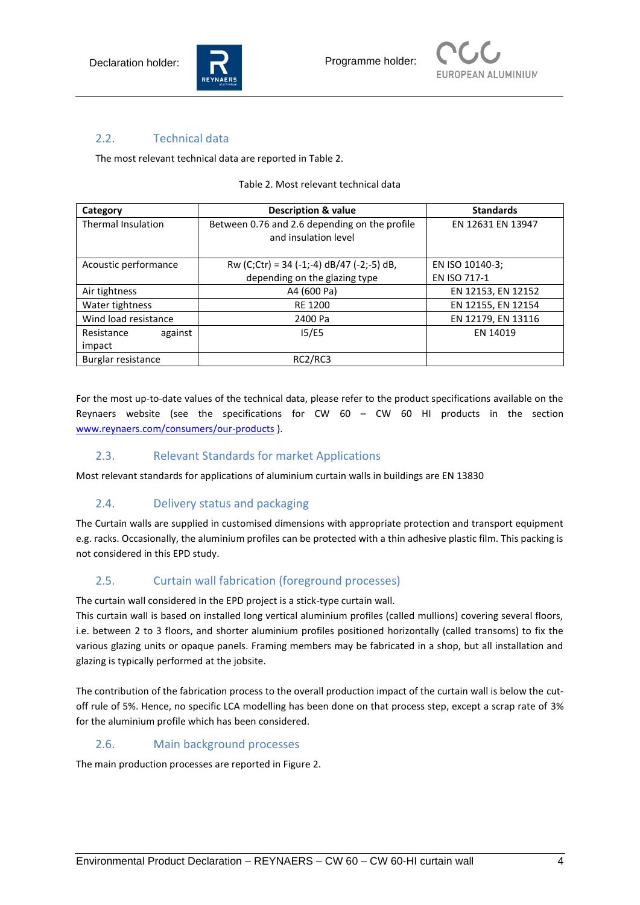## 2.2. Technical data

The most relevant technical data are reported in Table 2.

Table 2. Most relevant technical data

| Category | Description & value | Standards |
|---|---|---|
| Thermal Insulation | Between 0.76 and 2.6 depending on the profile and insulation level | EN 12631 EN 13947 |
| Acoustic performance | Rw (C;Ctr) = 34 (-1;-4) dB/47 (-2;-5) dB, depending on the glazing type | EN ISO 10140-3; EN ISO 717-1 |
| Air tightness | A4 (600 Pa) | EN 12153, EN 12152 |
| Water tightness | RE 1200 | EN 12155, EN 12154 |
| Wind load resistance | 2400 Pa | EN 12179, EN 13116 |
| Resistance against impact | I5/E5 | EN 14019 |
| Burglar resistance | RC2/RC3 | |

For the most up-to-date values of the technical data, please refer to the product specifications available on the Reynaers website (see the specifications for CW 60 – CW 60 HI products in the section www.reynaers.com/consumers/our-products ).

## 2.3. Relevant Standards for market Applications

Most relevant standards for applications of aluminium curtain walls in buildings are EN 13830

## 2.4. Delivery status and packaging

The Curtain walls are supplied in customised dimensions with appropriate protection and transport equipment e.g. racks. Occasionally, the aluminium profiles can be protected with a thin adhesive plastic film. This packing is not considered in this EPD study.

## 2.5. Curtain wall fabrication (foreground processes)

The curtain wall considered in the EPD project is a stick-type curtain wall.
This curtain wall is based on installed long vertical aluminium profiles (called mullions) covering several floors, i.e. between 2 to 3 floors, and shorter aluminium profiles positioned horizontally (called transoms) to fix the various glazing units or opaque panels. Framing members may be fabricated in a shop, but all installation and glazing is typically performed at the jobsite.

The contribution of the fabrication process to the overall production impact of the curtain wall is below the cut-off rule of 5%. Hence, no specific LCA modelling has been done on that process step, except a scrap rate of 3% for the aluminium profile which has been considered.

## 2.6. Main background processes

The main production processes are reported in Figure 2.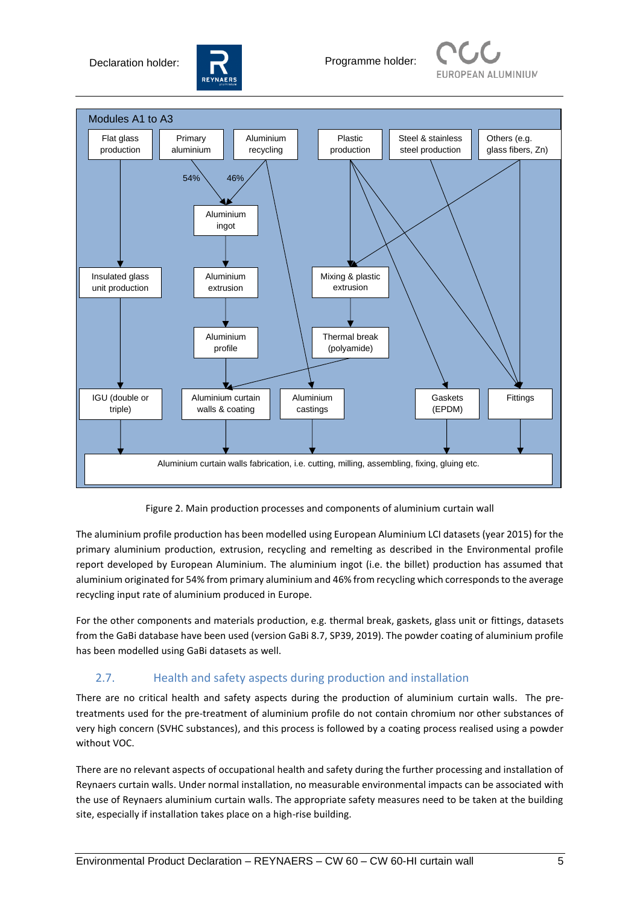Modules A1 to A3

Flat glass production

Primary aluminium

Aluminium recycling

Plastic production

Steel & stainless steel production

Others (e.g. glass fibers, Zn)

54%

46%

Aluminium ingot

Insulated glass unit production

Aluminium extrusion

Mixing & plastic extrusion

Aluminium profile

Thermal break (polyamide)

IGU (double or triple)

Aluminium curtain walls & coating

Aluminium castings

Gaskets (EPDM)

Fittings

Aluminium curtain walls fabrication, i.e. cutting, milling, assembling, fixing, gluing etc.

Figure 2. Main production processes and components of aluminium curtain wall

The aluminium profile production has been modelled using European Aluminium LCI datasets (year 2015) for the primary aluminium production, extrusion, recycling and remelting as described in the Environmental profile report developed by European Aluminium. The aluminium ingot (i.e. the billet) production has assumed that aluminium originated for 54% from primary aluminium and 46% from recycling which corresponds to the average recycling input rate of aluminium produced in Europe.

For the other components and materials production, e.g. thermal break, gaskets, glass unit or fittings, datasets from the GaBi database have been used (version GaBi 8.7, SP39, 2019). The powder coating of aluminium profile has been modelled using GaBi datasets as well.

## 2.7. Health and safety aspects during production and installation

There are no critical health and safety aspects during the production of aluminium curtain walls. The pre-treatments used for the pre-treatment of aluminium profile do not contain chromium nor other substances of very high concern (SVHC substances), and this process is followed by a coating process realised using a powder without VOC.

There are no relevant aspects of occupational health and safety during the further processing and installation of Reynaers curtain walls. Under normal installation, no measurable environmental impacts can be associated with the use of Reynaers aluminium curtain walls. The appropriate safety measures need to be taken at the building site, especially if installation takes place on a high-rise building.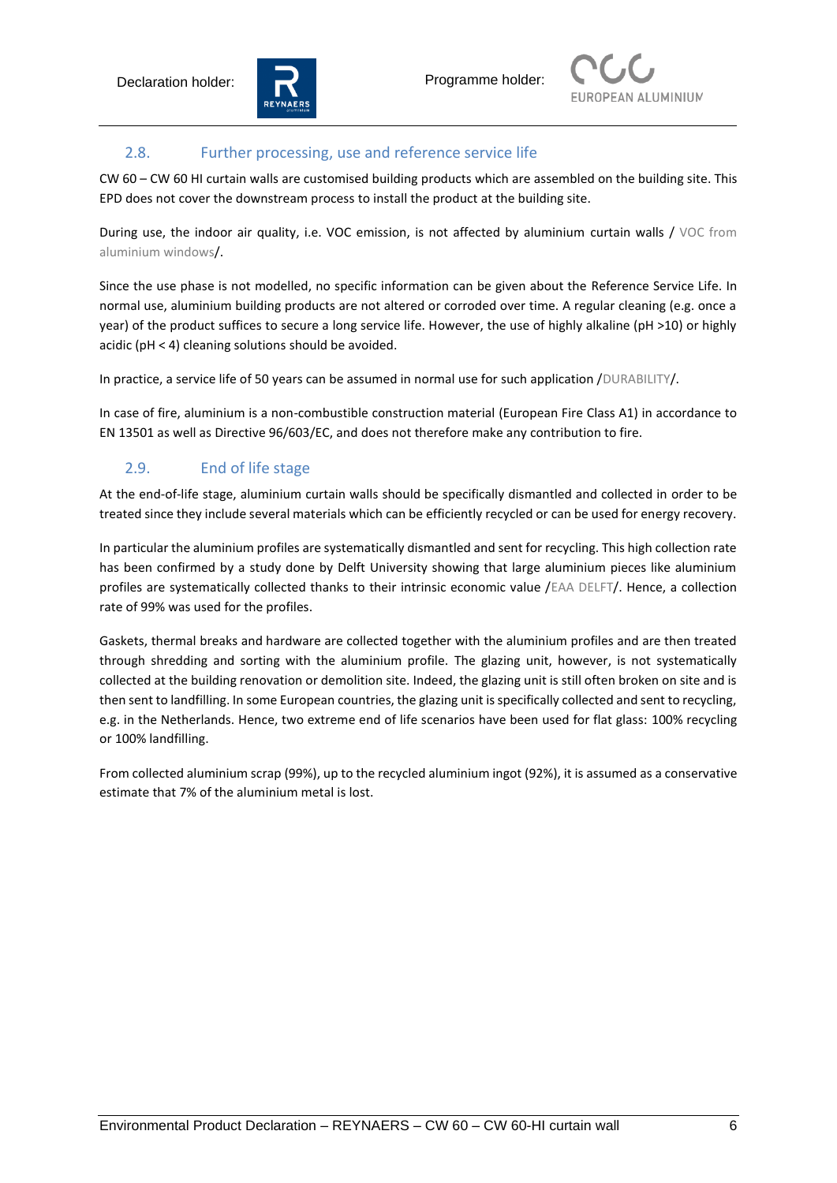## 2.8. Further processing, use and reference service life

CW 60 – CW 60 HI curtain walls are customised building products which are assembled on the building site. This EPD does not cover the downstream process to install the product at the building site.

During use, the indoor air quality, i.e. VOC emission, is not affected by aluminium curtain walls / VOC from aluminium windows/.

Since the use phase is not modelled, no specific information can be given about the Reference Service Life. In normal use, aluminium building products are not altered or corroded over time. A regular cleaning (e.g. once a year) of the product suffices to secure a long service life. However, the use of highly alkaline (pH >10) or highly acidic (pH < 4) cleaning solutions should be avoided.

In practice, a service life of 50 years can be assumed in normal use for such application /DURABILITY/.

In case of fire, aluminium is a non-combustible construction material (European Fire Class A1) in accordance to EN 13501 as well as Directive 96/603/EC, and does not therefore make any contribution to fire.

## 2.9. End of life stage

At the end-of-life stage, aluminium curtain walls should be specifically dismantled and collected in order to be treated since they include several materials which can be efficiently recycled or can be used for energy recovery.

In particular the aluminium profiles are systematically dismantled and sent for recycling. This high collection rate has been confirmed by a study done by Delft University showing that large aluminium pieces like aluminium profiles are systematically collected thanks to their intrinsic economic value /EAA DELFT/. Hence, a collection rate of 99% was used for the profiles.

Gaskets, thermal breaks and hardware are collected together with the aluminium profiles and are then treated through shredding and sorting with the aluminium profile. The glazing unit, however, is not systematically collected at the building renovation or demolition site. Indeed, the glazing unit is still often broken on site and is then sent to landfilling. In some European countries, the glazing unit is specifically collected and sent to recycling, e.g. in the Netherlands. Hence, two extreme end of life scenarios have been used for flat glass: 100% recycling or 100% landfilling.

From collected aluminium scrap (99%), up to the recycled aluminium ingot (92%), it is assumed as a conservative estimate that 7% of the aluminium metal is lost.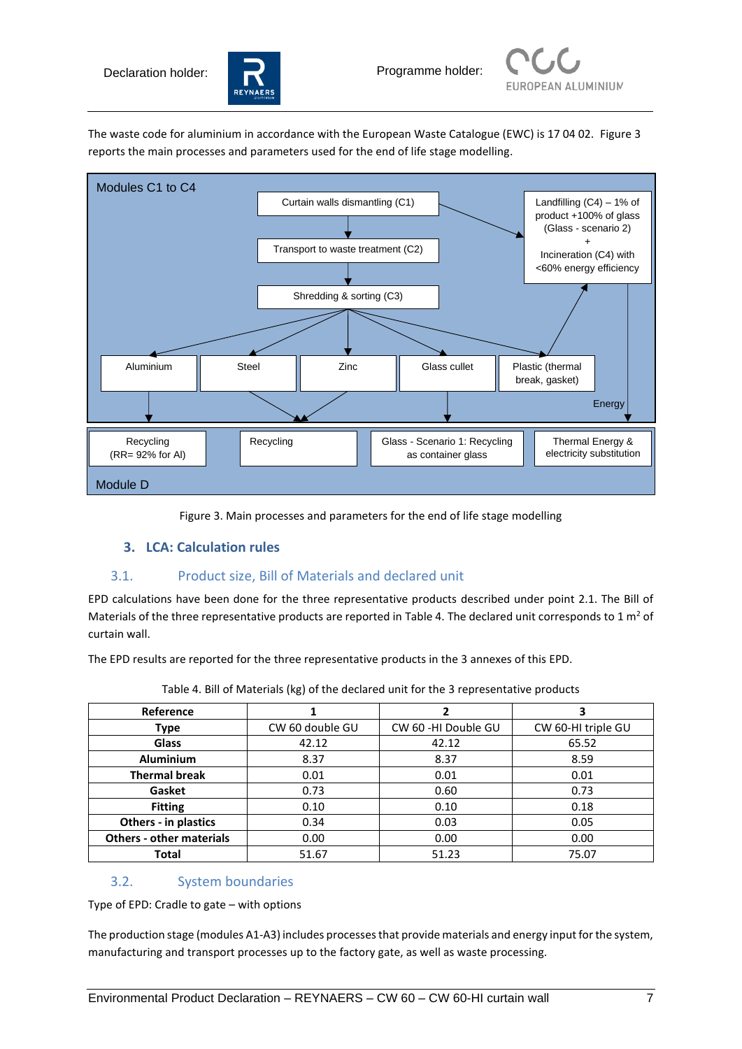The waste code for aluminium in accordance with the European Waste Catalogue (EWC) is 17 04 02. Figure 3 reports the main processes and parameters used for the end of life stage modelling.

Modules C1 to C4

Curtain walls dismantling (C1)

Transport to waste treatment (C2)

Shredding & sorting (C3)

Landfilling (C4) – 1% of product +100% of glass (Glass - scenario 2) + Incineration (C4) with <60% energy efficiency

Aluminium | Steel | Zinc | Glass cullet | Plastic (thermal break, gasket)

Energy

Recycling (RR= 92% for Al) | Recycling | Glass - Scenario 1: Recycling as container glass | Thermal Energy & electricity substitution

Module D

Figure 3. Main processes and parameters for the end of life stage modelling

## 3. LCA: Calculation rules

### 3.1. Product size, Bill of Materials and declared unit

EPD calculations have been done for the three representative products described under point 2.1. The Bill of Materials of the three representative products are reported in Table 4. The declared unit corresponds to 1 m² of curtain wall.

The EPD results are reported for the three representative products in the 3 annexes of this EPD.

Table 4. Bill of Materials (kg) of the declared unit for the 3 representative products

| Reference | 1 | 2 | 3 |
|---|---|---|---|
| **Type** | CW 60 double GU | CW 60 -HI Double GU | CW 60-HI triple GU |
| **Glass** | 42.12 | 42.12 | 65.52 |
| **Aluminium** | 8.37 | 8.37 | 8.59 |
| **Thermal break** | 0.01 | 0.01 | 0.01 |
| **Gasket** | 0.73 | 0.60 | 0.73 |
| **Fitting** | 0.10 | 0.10 | 0.18 |
| **Others - in plastics** | 0.34 | 0.03 | 0.05 |
| **Others - other materials** | 0.00 | 0.00 | 0.00 |
| **Total** | 51.67 | 51.23 | 75.07 |

### 3.2. System boundaries

Type of EPD: Cradle to gate – with options

The production stage (modules A1-A3) includes processes that provide materials and energy input for the system, manufacturing and transport processes up to the factory gate, as well as waste processing.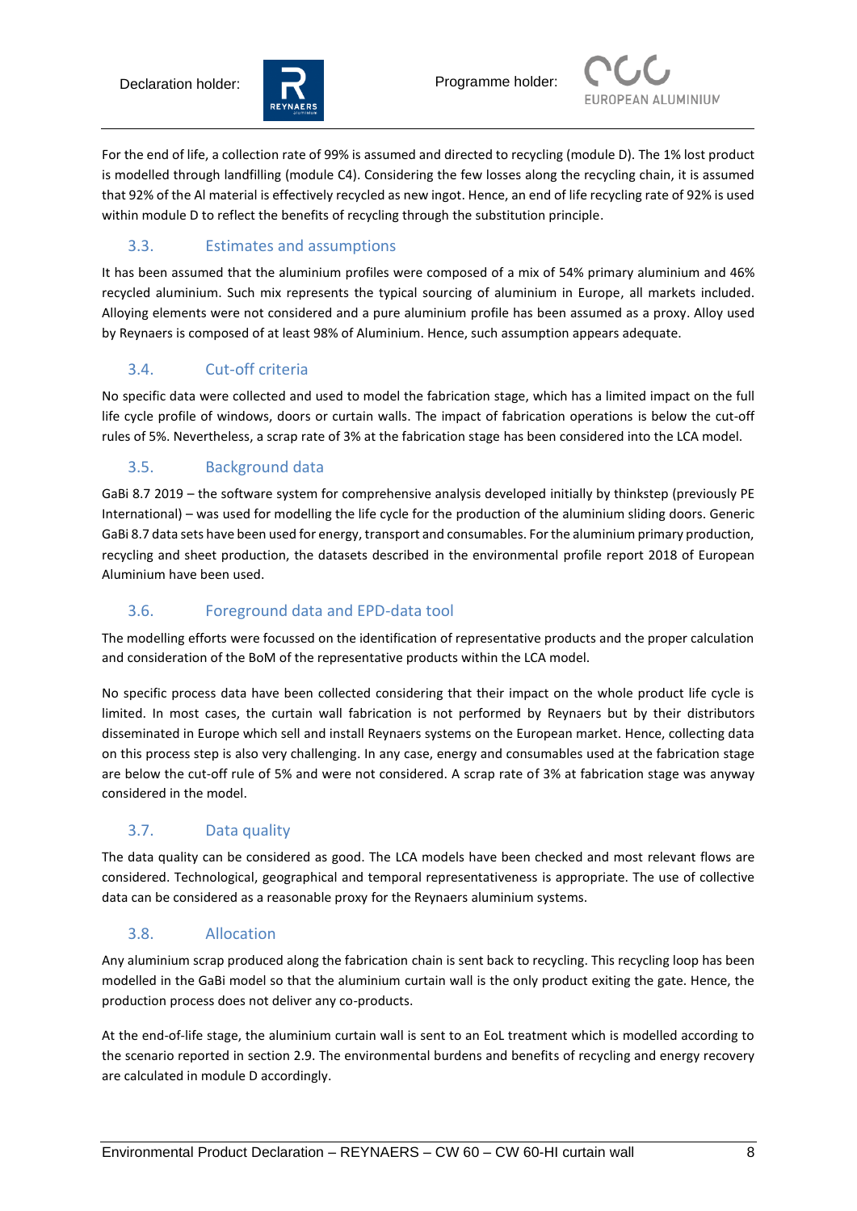For the end of life, a collection rate of 99% is assumed and directed to recycling (module D). The 1% lost product is modelled through landfilling (module C4). Considering the few losses along the recycling chain, it is assumed that 92% of the Al material is effectively recycled as new ingot. Hence, an end of life recycling rate of 92% is used within module D to reflect the benefits of recycling through the substitution principle.

## 3.3. Estimates and assumptions

It has been assumed that the aluminium profiles were composed of a mix of 54% primary aluminium and 46% recycled aluminium. Such mix represents the typical sourcing of aluminium in Europe, all markets included. Alloying elements were not considered and a pure aluminium profile has been assumed as a proxy. Alloy used by Reynaers is composed of at least 98% of Aluminium. Hence, such assumption appears adequate.

## 3.4. Cut-off criteria

No specific data were collected and used to model the fabrication stage, which has a limited impact on the full life cycle profile of windows, doors or curtain walls. The impact of fabrication operations is below the cut-off rules of 5%. Nevertheless, a scrap rate of 3% at the fabrication stage has been considered into the LCA model.

## 3.5. Background data

GaBi 8.7 2019 – the software system for comprehensive analysis developed initially by thinkstep (previously PE International) – was used for modelling the life cycle for the production of the aluminium sliding doors. Generic GaBi 8.7 data sets have been used for energy, transport and consumables. For the aluminium primary production, recycling and sheet production, the datasets described in the environmental profile report 2018 of European Aluminium have been used.

## 3.6. Foreground data and EPD-data tool

The modelling efforts were focussed on the identification of representative products and the proper calculation and consideration of the BoM of the representative products within the LCA model.

No specific process data have been collected considering that their impact on the whole product life cycle is limited. In most cases, the curtain wall fabrication is not performed by Reynaers but by their distributors disseminated in Europe which sell and install Reynaers systems on the European market. Hence, collecting data on this process step is also very challenging. In any case, energy and consumables used at the fabrication stage are below the cut-off rule of 5% and were not considered. A scrap rate of 3% at fabrication stage was anyway considered in the model.

## 3.7. Data quality

The data quality can be considered as good. The LCA models have been checked and most relevant flows are considered. Technological, geographical and temporal representativeness is appropriate. The use of collective data can be considered as a reasonable proxy for the Reynaers aluminium systems.

## 3.8. Allocation

Any aluminium scrap produced along the fabrication chain is sent back to recycling. This recycling loop has been modelled in the GaBi model so that the aluminium curtain wall is the only product exiting the gate. Hence, the production process does not deliver any co-products.

At the end-of-life stage, the aluminium curtain wall is sent to an EoL treatment which is modelled according to the scenario reported in section 2.9. The environmental burdens and benefits of recycling and energy recovery are calculated in module D accordingly.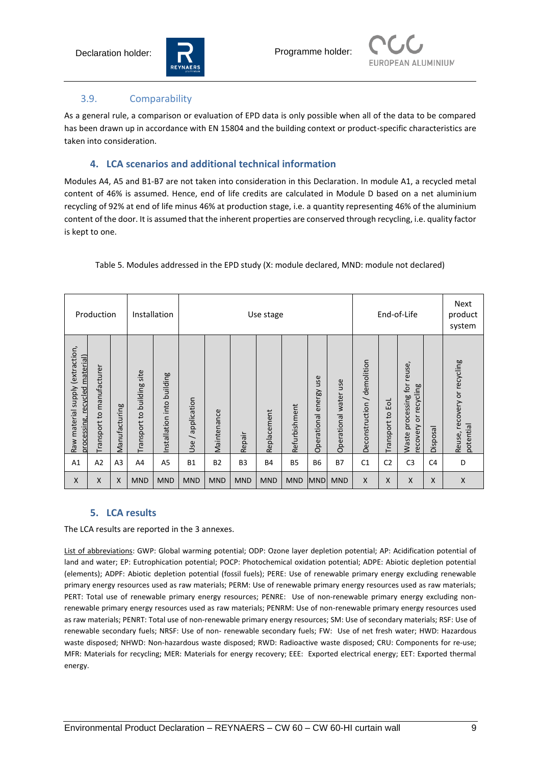### 3.9. Comparability

As a general rule, a comparison or evaluation of EPD data is only possible when all of the data to be compared has been drawn up in accordance with EN 15804 and the building context or product-specific characteristics are taken into consideration.

## 4. LCA scenarios and additional technical information

Modules A4, A5 and B1-B7 are not taken into consideration in this Declaration. In module A1, a recycled metal content of 46% is assumed. Hence, end of life credits are calculated in Module D based on a net aluminium recycling of 92% at end of life minus 46% at production stage, i.e. a quantity representing 46% of the aluminium content of the door. It is assumed that the inherent properties are conserved through recycling, i.e. quality factor is kept to one.

Table 5. Modules addressed in the EPD study (X: module declared, MND: module not declared)

| Production | | | Installation | | Use stage | | | | | | | End-of-Life | | | | Next product system |
|---|---|---|---|---|---|---|---|---|---|---|---|---|---|---|---|---|
| Raw material supply (extraction, processing, recycled material) | Transport to manufacturer | Manufacturing | Transport to building site | Installation into building | Use / application | Maintenance | Repair | Replacement | Refurbishment | Operational energy use | Operational water use | Deconstruction / demolition | Transport to EoL | Waste processing for reuse, recovery or recycling | Disposal | Reuse, recovery or recycling potential |
| A1 | A2 | A3 | A4 | A5 | B1 | B2 | B3 | B4 | B5 | B6 | B7 | C1 | C2 | C3 | C4 | D |
| X | X | X | MND | MND | MND | MND | MND | MND | MND | MND | MND | X | X | X | X | X |

## 5. LCA results

The LCA results are reported in the 3 annexes.

List of abbreviations: GWP: Global warming potential; ODP: Ozone layer depletion potential; AP: Acidification potential of land and water; EP: Eutrophication potential; POCP: Photochemical oxidation potential; ADPE: Abiotic depletion potential (elements); ADPF: Abiotic depletion potential (fossil fuels); PERE: Use of renewable primary energy excluding renewable primary energy resources used as raw materials; PERM: Use of renewable primary energy resources used as raw materials; PERT: Total use of renewable primary energy resources; PENRE: Use of non-renewable primary energy excluding non-renewable primary energy resources used as raw materials; PENRM: Use of non-renewable primary energy resources used as raw materials; PENRT: Total use of non-renewable primary energy resources; SM: Use of secondary materials; RSF: Use of renewable secondary fuels; NRSF: Use of non- renewable secondary fuels; FW: Use of net fresh water; HWD: Hazardous waste disposed; NHWD: Non-hazardous waste disposed; RWD: Radioactive waste disposed; CRU: Components for re-use; MFR: Materials for recycling; MER: Materials for energy recovery; EEE: Exported electrical energy; EET: Exported thermal energy.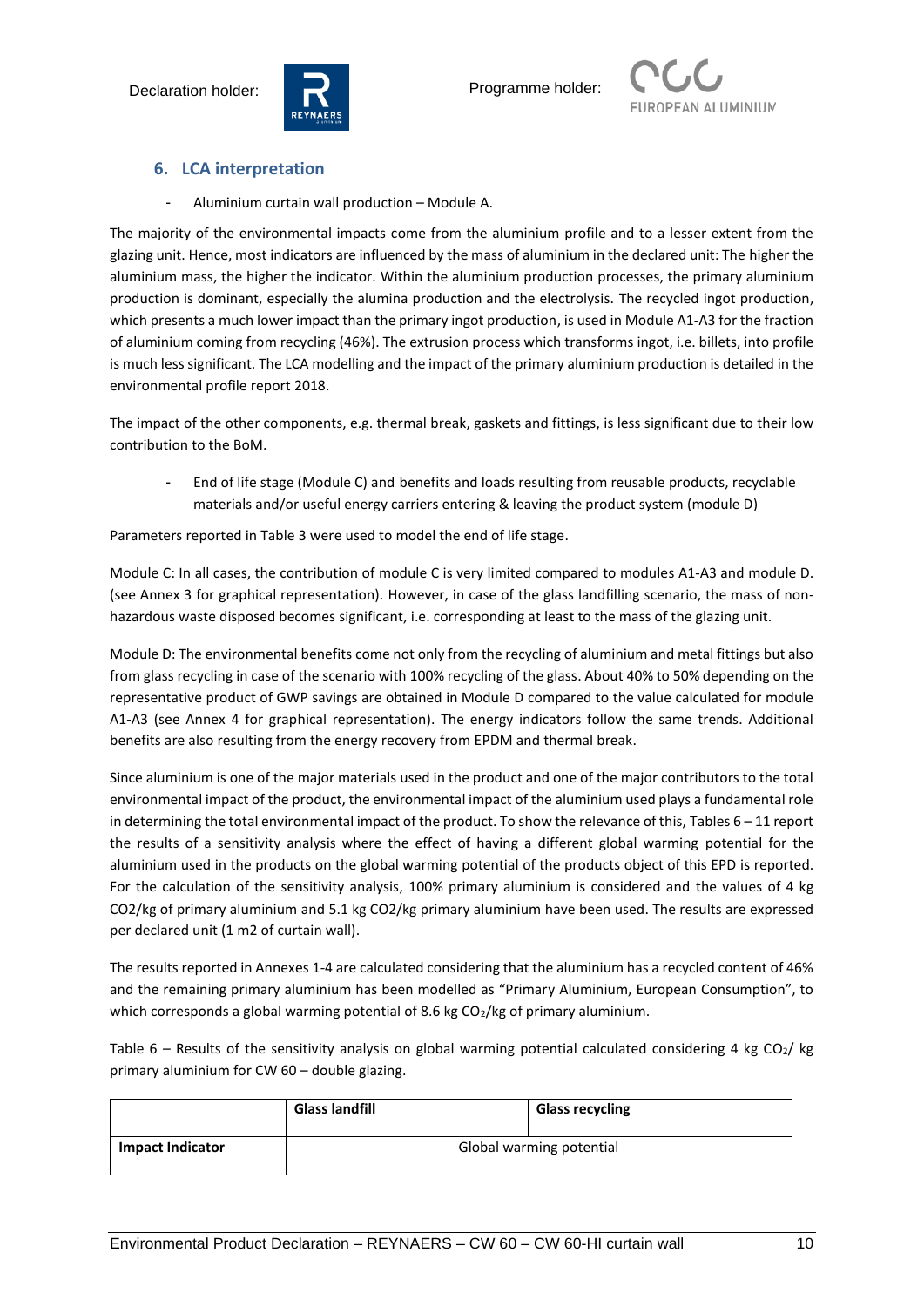## 6. LCA interpretation

- Aluminium curtain wall production – Module A.

The majority of the environmental impacts come from the aluminium profile and to a lesser extent from the glazing unit. Hence, most indicators are influenced by the mass of aluminium in the declared unit: The higher the aluminium mass, the higher the indicator. Within the aluminium production processes, the primary aluminium production is dominant, especially the alumina production and the electrolysis. The recycled ingot production, which presents a much lower impact than the primary ingot production, is used in Module A1-A3 for the fraction of aluminium coming from recycling (46%). The extrusion process which transforms ingot, i.e. billets, into profile is much less significant. The LCA modelling and the impact of the primary aluminium production is detailed in the environmental profile report 2018.

The impact of the other components, e.g. thermal break, gaskets and fittings, is less significant due to their low contribution to the BoM.

- End of life stage (Module C) and benefits and loads resulting from reusable products, recyclable materials and/or useful energy carriers entering & leaving the product system (module D)

Parameters reported in Table 3 were used to model the end of life stage.

Module C: In all cases, the contribution of module C is very limited compared to modules A1-A3 and module D. (see Annex 3 for graphical representation). However, in case of the glass landfilling scenario, the mass of non-hazardous waste disposed becomes significant, i.e. corresponding at least to the mass of the glazing unit.

Module D: The environmental benefits come not only from the recycling of aluminium and metal fittings but also from glass recycling in case of the scenario with 100% recycling of the glass. About 40% to 50% depending on the representative product of GWP savings are obtained in Module D compared to the value calculated for module A1-A3 (see Annex 4 for graphical representation). The energy indicators follow the same trends. Additional benefits are also resulting from the energy recovery from EPDM and thermal break.

Since aluminium is one of the major materials used in the product and one of the major contributors to the total environmental impact of the product, the environmental impact of the aluminium used plays a fundamental role in determining the total environmental impact of the product. To show the relevance of this, Tables 6 – 11 report the results of a sensitivity analysis where the effect of having a different global warming potential for the aluminium used in the products on the global warming potential of the products object of this EPD is reported. For the calculation of the sensitivity analysis, 100% primary aluminium is considered and the values of 4 kg CO2/kg of primary aluminium and 5.1 kg CO2/kg primary aluminium have been used. The results are expressed per declared unit (1 m2 of curtain wall).

The results reported in Annexes 1-4 are calculated considering that the aluminium has a recycled content of 46% and the remaining primary aluminium has been modelled as "Primary Aluminium, European Consumption", to which corresponds a global warming potential of 8.6 kg $CO_2$/kg of primary aluminium.

Table 6 – Results of the sensitivity analysis on global warming potential calculated considering 4 kg $CO_2$/ kg primary aluminium for CW 60 – double glazing.

| | **Glass landfill** | **Glass recycling** |
|---|---|---|
| **Impact Indicator** | Global warming potential | |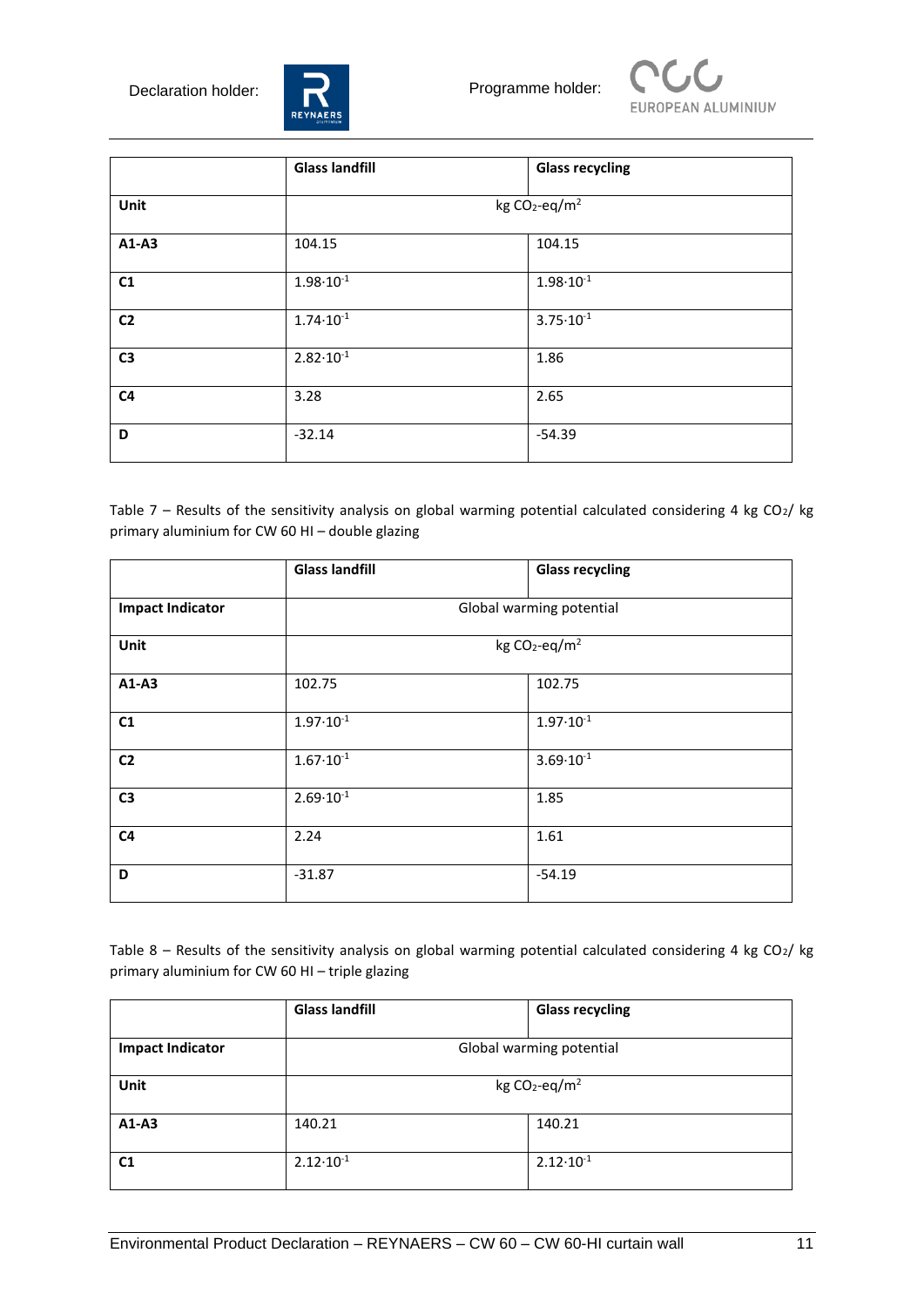|  | Glass landfill | Glass recycling |
| --- | --- | --- |
| **Unit** | kg $CO_2$-eq/m$^2$ | |
| **A1-A3** | 104.15 | 104.15 |
| **C1** | $1.98 \cdot 10^{-1}$ | $1.98 \cdot 10^{-1}$ |
| **C2** | $1.74 \cdot 10^{-1}$ | $3.75 \cdot 10^{-1}$ |
| **C3** | $2.82 \cdot 10^{-1}$ | 1.86 |
| **C4** | 3.28 | 2.65 |
| **D** | -32.14 | -54.39 |

Table 7 – Results of the sensitivity analysis on global warming potential calculated considering 4 kg $CO_2$/ kg primary aluminium for CW 60 HI – double glazing

|  | Glass landfill | Glass recycling |
| --- | --- | --- |
| **Impact Indicator** | Global warming potential | |
| **Unit** | kg $CO_2$-eq/m$^2$ | |
| **A1-A3** | 102.75 | 102.75 |
| **C1** | $1.97 \cdot 10^{-1}$ | $1.97 \cdot 10^{-1}$ |
| **C2** | $1.67 \cdot 10^{-1}$ | $3.69 \cdot 10^{-1}$ |
| **C3** | $2.69 \cdot 10^{-1}$ | 1.85 |
| **C4** | 2.24 | 1.61 |
| **D** | -31.87 | -54.19 |

Table 8 – Results of the sensitivity analysis on global warming potential calculated considering 4 kg $CO_2$/ kg primary aluminium for CW 60 HI – triple glazing

|  | Glass landfill | Glass recycling |
| --- | --- | --- |
| **Impact Indicator** | Global warming potential | |
| **Unit** | kg $CO_2$-eq/m$^2$ | |
| **A1-A3** | 140.21 | 140.21 |
| **C1** | $2.12 \cdot 10^{-1}$ | $2.12 \cdot 10^{-1}$ |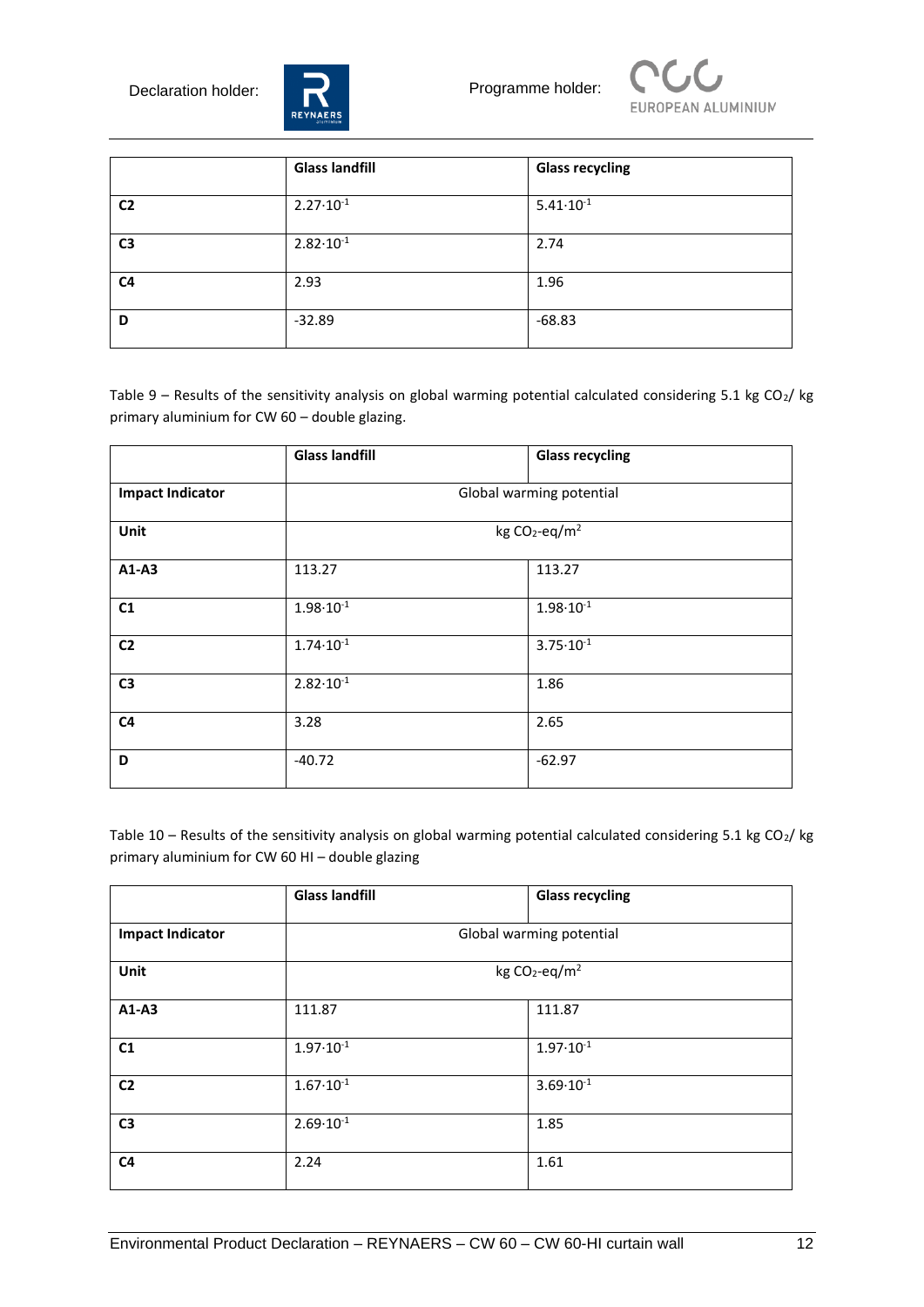|  | Glass landfill | Glass recycling |
|---|---|---|
| **C2** | $2.27 \cdot 10^{-1}$ | $5.41 \cdot 10^{-1}$ |
| **C3** | $2.82 \cdot 10^{-1}$ | 2.74 |
| **C4** | 2.93 | 1.96 |
| **D** | -32.89 | -68.83 |

Table 9 – Results of the sensitivity analysis on global warming potential calculated considering 5.1 kg $CO_2$/ kg primary aluminium for CW 60 – double glazing.

|  | Glass landfill | Glass recycling |
|---|---|---|
| **Impact Indicator** | Global warming potential | |
| **Unit** | kg $CO_2$-eq/$m^2$ | |
| **A1-A3** | 113.27 | 113.27 |
| **C1** | $1.98 \cdot 10^{-1}$ | $1.98 \cdot 10^{-1}$ |
| **C2** | $1.74 \cdot 10^{-1}$ | $3.75 \cdot 10^{-1}$ |
| **C3** | $2.82 \cdot 10^{-1}$ | 1.86 |
| **C4** | 3.28 | 2.65 |
| **D** | -40.72 | -62.97 |

Table 10 – Results of the sensitivity analysis on global warming potential calculated considering 5.1 kg $CO_2$/ kg primary aluminium for CW 60 HI – double glazing

|  | Glass landfill | Glass recycling |
|---|---|---|
| **Impact Indicator** | Global warming potential | |
| **Unit** | kg $CO_2$-eq/$m^2$ | |
| **A1-A3** | 111.87 | 111.87 |
| **C1** | $1.97 \cdot 10^{-1}$ | $1.97 \cdot 10^{-1}$ |
| **C2** | $1.67 \cdot 10^{-1}$ | $3.69 \cdot 10^{-1}$ |
| **C3** | $2.69 \cdot 10^{-1}$ | 1.85 |
| **C4** | 2.24 | 1.61 |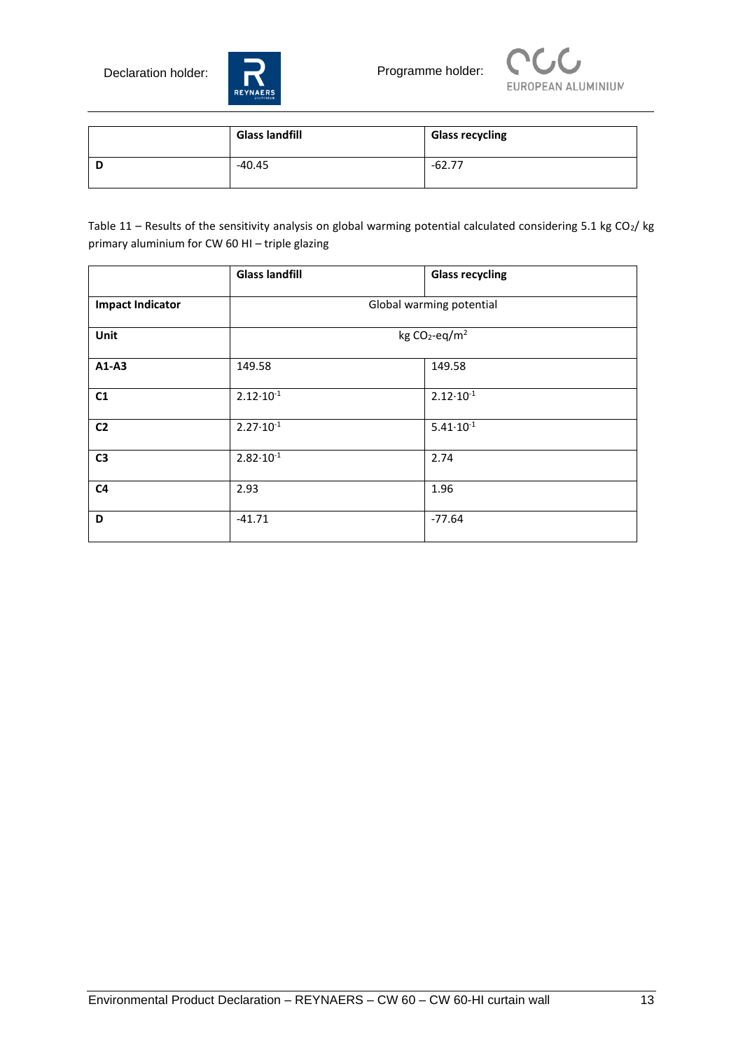| | Glass landfill | Glass recycling |
|---|---|---|
| D | -40.45 | -62.77 |

Table 11 – Results of the sensitivity analysis on global warming potential calculated considering 5.1 kg $CO_2$/ kg primary aluminium for CW 60 HI – triple glazing

| | Glass landfill | Glass recycling |
|---|---|---|
| **Impact Indicator** | Global warming potential | |
| **Unit** | kg $CO_2$-eq/$m^2$ | |
| **A1-A3** | 149.58 | 149.58 |
| **C1** | $2.12 \cdot 10^{-1}$ | $2.12 \cdot 10^{-1}$ |
| **C2** | $2.27 \cdot 10^{-1}$ | $5.41 \cdot 10^{-1}$ |
| **C3** | $2.82 \cdot 10^{-1}$ | 2.74 |
| **C4** | 2.93 | 1.96 |
| **D** | -41.71 | -77.64 |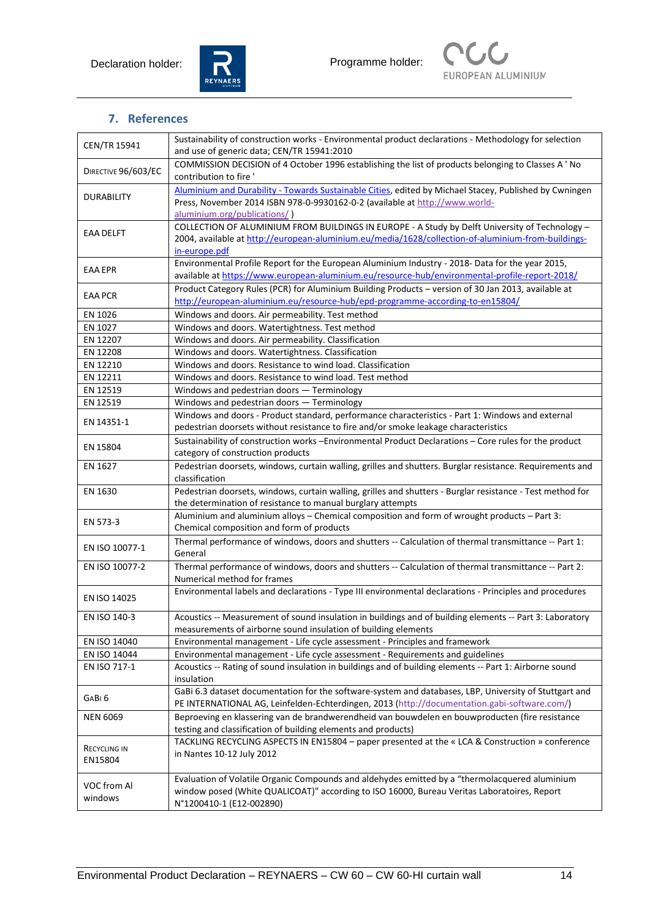## 7. References

| | |
|---|---|
| CEN/TR 15941 | Sustainability of construction works - Environmental product declarations - Methodology for selection and use of generic data; CEN/TR 15941:2010 |
| DIRECTIVE 96/603/EC | COMMISSION DECISION of 4 October 1996 establishing the list of products belonging to Classes A ' No contribution to fire ' |
| DURABILITY | Aluminium and Durability - Towards Sustainable Cities, edited by Michael Stacey, Published by Cwningen Press, November 2014 ISBN 978-0-9930162-0-2 (available at http://www.world-aluminium.org/publications/ ) |
| EAA DELFT | COLLECTION OF ALUMINIUM FROM BUILDINGS IN EUROPE - A Study by Delft University of Technology – 2004, available at http://european-aluminium.eu/media/1628/collection-of-aluminium-from-buildings-in-europe.pdf |
| EAA EPR | Environmental Profile Report for the European Aluminium Industry - 2018- Data for the year 2015, available at https://www.european-aluminium.eu/resource-hub/environmental-profile-report-2018/ |
| EAA PCR | Product Category Rules (PCR) for Aluminium Building Products – version of 30 Jan 2013, available at http://european-aluminium.eu/resource-hub/epd-programme-according-to-en15804/ |
| EN 1026 | Windows and doors. Air permeability. Test method |
| EN 1027 | Windows and doors. Watertightness. Test method |
| EN 12207 | Windows and doors. Air permeability. Classification |
| EN 12208 | Windows and doors. Watertightness. Classification |
| EN 12210 | Windows and doors. Resistance to wind load. Classification |
| EN 12211 | Windows and doors. Resistance to wind load. Test method |
| EN 12519 | Windows and pedestrian doors — Terminology |
| EN 12519 | Windows and pedestrian doors — Terminology |
| EN 14351-1 | Windows and doors - Product standard, performance characteristics - Part 1: Windows and external pedestrian doorsets without resistance to fire and/or smoke leakage characteristics |
| EN 15804 | Sustainability of construction works –Environmental Product Declarations – Core rules for the product category of construction products |
| EN 1627 | Pedestrian doorsets, windows, curtain walling, grilles and shutters. Burglar resistance. Requirements and classification |
| EN 1630 | Pedestrian doorsets, windows, curtain walling, grilles and shutters - Burglar resistance - Test method for the determination of resistance to manual burglary attempts |
| EN 573-3 | Aluminium and aluminium alloys – Chemical composition and form of wrought products – Part 3: Chemical composition and form of products |
| EN ISO 10077-1 | Thermal performance of windows, doors and shutters -- Calculation of thermal transmittance -- Part 1: General |
| EN ISO 10077-2 | Thermal performance of windows, doors and shutters -- Calculation of thermal transmittance -- Part 2: Numerical method for frames |
| EN ISO 14025 | Environmental labels and declarations - Type III environmental declarations - Principles and procedures |
| EN ISO 140-3 | Acoustics -- Measurement of sound insulation in buildings and of building elements -- Part 3: Laboratory measurements of airborne sound insulation of building elements |
| EN ISO 14040 | Environmental management - Life cycle assessment - Principles and framework |
| EN ISO 14044 | Environmental management - Life cycle assessment - Requirements and guidelines |
| EN ISO 717-1 | Acoustics -- Rating of sound insulation in buildings and of building elements -- Part 1: Airborne sound insulation |
| GABI 6 | GaBi 6.3 dataset documentation for the software-system and databases, LBP, University of Stuttgart and PE INTERNATIONAL AG, Leinfelden-Echterdingen, 2013 (http://documentation.gabi-software.com/) |
| NEN 6069 | Beproeving en klassering van de brandwerendheid van bouwdelen en bouwproducten (fire resistance testing and classification of building elements and products) |
| RECYCLING IN EN15804 | TACKLING RECYCLING ASPECTS IN EN15804 – paper presented at the « LCA & Construction » conference in Nantes 10-12 July 2012 |
| VOC from Al windows | Evaluation of Volatile Organic Compounds and aldehydes emitted by a "thermolacquered aluminium window posed (White QUALICOAT)" according to ISO 16000, Bureau Veritas Laboratoires, Report N°1200410-1 (E12-002890) |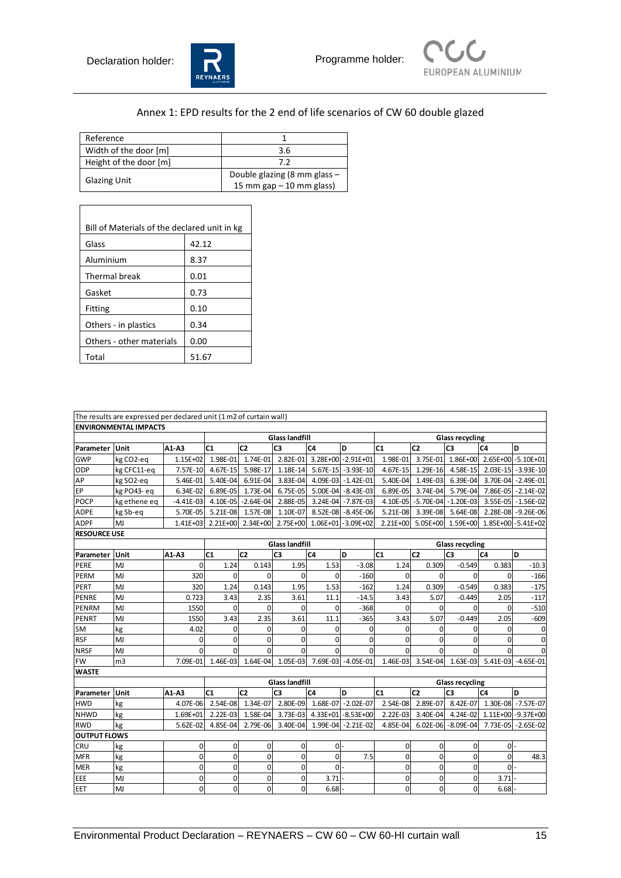Declaration holder: Programme holder:

## Annex 1: EPD results for the 2 end of life scenarios of CW 60 double glazed

| Reference | 1 |
|---|---|
| Width of the door [m] | 3.6 |
| Height of the door [m] | 7.2 |
| Glazing Unit | Double glazing (8 mm glass – 15 mm gap – 10 mm glass) |

| Bill of Materials of the declared unit in kg | |
|---|---|
| Glass | 42.12 |
| Aluminium | 8.37 |
| Thermal break | 0.01 |
| Gasket | 0.73 |
| Fitting | 0.10 |
| Others - in plastics | 0.34 |
| Others - other materials | 0.00 |
| Total | 51.67 |

The results are expressed per declared unit (1 m2 of curtain wall)

| **ENVIRONMENTAL IMPACTS** | | | | | | | | | | | | |
|---|---|---|---|---|---|---|---|---|---|---|---|---|
| | | | Glass landfill | | | | | Glass recycling | | | | |
| **Parameter** | **Unit** | **A1-A3** | **C1** | **C2** | **C3** | **C4** | **D** | **C1** | **C2** | **C3** | **C4** | **D** |
| GWP | kg CO2-eq | 1.15E+02 | 1.98E-01 | 1.74E-01 | 2.82E-01 | 3.28E+00 | -2.91E+01 | 1.98E-01 | 3.75E-01 | 1.86E+00 | 2.65E+00 | -5.10E+01 |
| ODP | kg CFC11-eq | 7.57E-10 | 4.67E-15 | 5.98E-17 | 1.18E-14 | 5.67E-15 | -3.93E-10 | 4.67E-15 | 1.29E-16 | 4.58E-15 | 2.03E-15 | -3.93E-10 |
| AP | kg SO2-eq | 5.46E-01 | 5.40E-04 | 6.91E-04 | 3.83E-04 | 4.09E-03 | -1.42E-01 | 5.40E-04 | 1.49E-03 | 6.39E-04 | 3.70E-04 | -2.49E-01 |
| EP | kg PO43- eq | 6.34E-02 | 6.89E-05 | 1.73E-04 | 6.75E-05 | 5.00E-04 | -8.43E-03 | 6.89E-05 | 3.74E-04 | 5.79E-04 | 7.86E-05 | -2.14E-02 |
| POCP | kg ethene eq | -4.41E-03 | 4.10E-05 | -2.64E-04 | 2.88E-05 | 3.24E-04 | -7.87E-03 | 4.10E-05 | -5.70E-04 | -1.20E-03 | 3.55E-05 | -1.56E-02 |
| ADPE | kg Sb-eq | 5.70E-05 | 5.21E-08 | 1.57E-08 | 1.10E-07 | 8.52E-08 | -8.45E-06 | 5.21E-08 | 3.39E-08 | 5.64E-08 | 2.28E-08 | -9.26E-06 |
| ADPF | MJ | 1.41E+03 | 2.21E+00 | 2.34E+00 | 2.75E+00 | 1.06E+01 | -3.09E+02 | 2.21E+00 | 5.05E+00 | 1.59E+00 | 1.85E+00 | -5.41E+02 |
| **RESOURCE USE** | | | | | | | | | | | | |
| | | | Glass landfill | | | | | Glass recycling | | | | |
| **Parameter** | **Unit** | **A1-A3** | **C1** | **C2** | **C3** | **C4** | **D** | **C1** | **C2** | **C3** | **C4** | **D** |
| PERE | MJ | 0 | 1.24 | 0.143 | 1.95 | 1.53 | -3.08 | 1.24 | 0.309 | -0.549 | 0.383 | -10.3 |
| PERM | MJ | 320 | 0 | 0 | 0 | 0 | -160 | 0 | 0 | 0 | 0 | -166 |
| PERT | MJ | 320 | 1.24 | 0.143 | 1.95 | 1.53 | -162 | 1.24 | 0.309 | -0.549 | 0.383 | -175 |
| PENRE | MJ | 0.723 | 3.43 | 2.35 | 3.61 | 11.1 | -14.5 | 3.43 | 5.07 | -0.449 | 2.05 | -117 |
| PENRM | MJ | 1550 | 0 | 0 | 0 | 0 | -368 | 0 | 0 | 0 | 0 | -510 |
| PENRT | MJ | 1550 | 3.43 | 2.35 | 3.61 | 11.1 | -365 | 3.43 | 5.07 | -0.449 | 2.05 | -609 |
| SM | kg | 4.02 | 0 | 0 | 0 | 0 | 0 | 0 | 0 | 0 | 0 | 0 |
| RSF | MJ | 0 | 0 | 0 | 0 | 0 | 0 | 0 | 0 | 0 | 0 | 0 |
| NRSF | MJ | 0 | 0 | 0 | 0 | 0 | 0 | 0 | 0 | 0 | 0 | 0 |
| FW | m3 | 7.09E-01 | 1.46E-03 | 1.64E-04 | 1.05E-03 | 7.69E-03 | -4.05E-01 | 1.46E-03 | 3.54E-04 | 1.63E-03 | 5.41E-03 | -4.65E-01 |
| **WASTE** | | | | | | | | | | | | |
| | | | Glass landfill | | | | | Glass recycling | | | | |
| **Parameter** | **Unit** | **A1-A3** | **C1** | **C2** | **C3** | **C4** | **D** | **C1** | **C2** | **C3** | **C4** | **D** |
| HWD | kg | 4.07E-06 | 2.54E-08 | 1.34E-07 | 2.80E-09 | 1.68E-07 | -2.02E-07 | 2.54E-08 | 2.89E-07 | 8.42E-07 | 1.30E-08 | -7.57E-07 |
| NHWD | kg | 1.69E+01 | 2.22E-03 | 1.58E-04 | 3.73E-03 | 4.33E+01 | -8.53E+00 | 2.22E-03 | 3.40E-04 | 4.24E-02 | 1.11E+00 | -9.37E+00 |
| RWD | kg | 5.62E-02 | 4.85E-04 | 2.79E-06 | 3.40E-04 | 1.99E-04 | -2.21E-02 | 4.85E-04 | 6.02E-06 | -8.09E-04 | 7.73E-05 | -2.65E-02 |
| **OUTPUT FLOWS** | | | | | | | | | | | | |
| CRU | kg | 0 | 0 | 0 | 0 | 0 | - | 0 | 0 | 0 | 0 | - |
| MFR | kg | 0 | 0 | 0 | 0 | 0 | 7.5 | 0 | 0 | 0 | 0 | 48.3 |
| MER | kg | 0 | 0 | 0 | 0 | 0 | - | 0 | 0 | 0 | 0 | - |
| EEE | MJ | 0 | 0 | 0 | 0 | 3.71 | - | 0 | 0 | 0 | 3.71 | - |
| EET | MJ | 0 | 0 | 0 | 0 | 6.68 | - | 0 | 0 | 0 | 6.68 | - |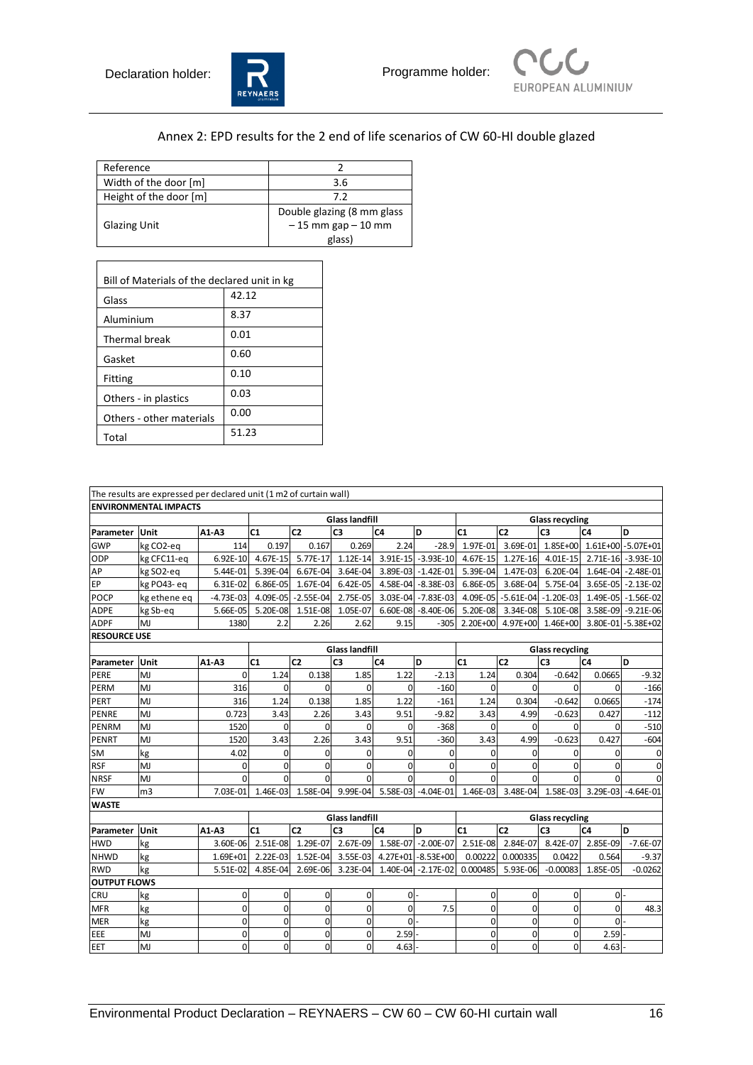Declaration holder: Programme holder:

## Annex 2: EPD results for the 2 end of life scenarios of CW 60-HI double glazed

| Reference | 2 |
|---|---|
| Width of the door [m] | 3.6 |
| Height of the door [m] | 7.2 |
| Glazing Unit | Double glazing (8 mm glass – 15 mm gap – 10 mm glass) |

| Bill of Materials of the declared unit in kg | |
|---|---|
| Glass | 42.12 |
| Aluminium | 8.37 |
| Thermal break | 0.01 |
| Gasket | 0.60 |
| Fitting | 0.10 |
| Others - in plastics | 0.03 |
| Others - other materials | 0.00 |
| Total | 51.23 |

The results are expressed per declared unit (1 m2 of curtain wall)

| ENVIRONMENTAL IMPACTS | | | | | | | | | | | | | |
|---|---|---|---|---|---|---|---|---|---|---|---|---|---|
| | | | Glass landfill | | | | | Glass recycling | | | | | |
| Parameter | Unit | A1-A3 | C1 | C2 | C3 | C4 | D | C1 | C2 | C3 | C4 | D |
| GWP | kg CO2-eq | 114 | 0.197 | 0.167 | 0.269 | 2.24 | -28.9 | 1.97E-01 | 3.69E-01 | 1.85E+00 | 1.61E+00 | -5.07E+01 |
| ODP | kg CFC11-eq | 6.92E-10 | 4.67E-15 | 5.77E-17 | 1.12E-14 | 3.91E-15 | -3.93E-10 | 4.67E-15 | 1.27E-16 | 4.01E-15 | 2.71E-16 | -3.93E-10 |
| AP | kg SO2-eq | 5.44E-01 | 5.39E-04 | 6.67E-04 | 3.64E-04 | 3.89E-03 | -1.42E-01 | 5.39E-04 | 1.47E-03 | 6.20E-04 | 1.64E-04 | -2.48E-01 |
| EP | kg PO43- eq | 6.31E-02 | 6.86E-05 | 1.67E-04 | 6.42E-05 | 4.58E-04 | -8.38E-03 | 6.86E-05 | 3.68E-04 | 5.75E-04 | 3.65E-05 | -2.13E-02 |
| POCP | kg ethene eq | -4.73E-03 | 4.09E-05 | -2.55E-04 | 2.75E-05 | 3.03E-04 | -7.83E-03 | 4.09E-05 | -5.61E-04 | -1.20E-03 | 1.49E-05 | -1.56E-02 |
| ADPE | kg Sb-eq | 5.66E-05 | 5.20E-08 | 1.51E-08 | 1.05E-07 | 6.60E-08 | -8.40E-06 | 5.20E-08 | 3.34E-08 | 5.10E-08 | 3.58E-09 | -9.21E-06 |
| ADPF | MJ | 1380 | 2.2 | 2.26 | 2.62 | 9.15 | -305 | 2.20E+00 | 4.97E+00 | 1.46E+00 | 3.80E-01 | -5.38E+02 |
| **RESOURCE USE** | | | | | | | | | | | | |
| | | | Glass landfill | | | | | Glass recycling | | | | |
| Parameter | Unit | A1-A3 | C1 | C2 | C3 | C4 | D | C1 | C2 | C3 | C4 | D |
| PERE | MJ | 0 | 1.24 | 0.138 | 1.85 | 1.22 | -2.13 | 1.24 | 0.304 | -0.642 | 0.0665 | -9.32 |
| PERM | MJ | 316 | 0 | 0 | 0 | 0 | -160 | 0 | 0 | 0 | 0 | -166 |
| PERT | MJ | 316 | 1.24 | 0.138 | 1.85 | 1.22 | -161 | 1.24 | 0.304 | -0.642 | 0.0665 | -174 |
| PENRE | MJ | 0.723 | 3.43 | 2.26 | 3.43 | 9.51 | -9.82 | 3.43 | 4.99 | -0.623 | 0.427 | -112 |
| PENRM | MJ | 1520 | 0 | 0 | 0 | 0 | -368 | 0 | 0 | 0 | 0 | -510 |
| PENRT | MJ | 1520 | 3.43 | 2.26 | 3.43 | 9.51 | -360 | 3.43 | 4.99 | -0.623 | 0.427 | -604 |
| SM | kg | 4.02 | 0 | 0 | 0 | 0 | 0 | 0 | 0 | 0 | 0 | 0 |
| RSF | MJ | 0 | 0 | 0 | 0 | 0 | 0 | 0 | 0 | 0 | 0 | 0 |
| NRSF | MJ | 0 | 0 | 0 | 0 | 0 | 0 | 0 | 0 | 0 | 0 | 0 |
| FW | m3 | 7.03E-01 | 1.46E-03 | 1.58E-04 | 9.99E-04 | 5.58E-03 | -4.04E-01 | 1.46E-03 | 3.48E-04 | 1.58E-03 | 3.29E-03 | -4.64E-01 |
| **WASTE** | | | | | | | | | | | | |
| | | | Glass landfill | | | | | Glass recycling | | | | |
| Parameter | Unit | A1-A3 | C1 | C2 | C3 | C4 | D | C1 | C2 | C3 | C4 | D |
| HWD | kg | 3.60E-06 | 2.51E-08 | 1.29E-07 | 2.67E-09 | 1.58E-07 | -2.00E-07 | 2.51E-08 | 2.84E-07 | 8.42E-07 | 2.85E-09 | -7.6E-07 |
| NHWD | kg | 1.69E+01 | 2.22E-03 | 1.52E-04 | 3.55E-03 | 4.27E+01 | -8.53E+00 | 0.00222 | 0.000335 | 0.0422 | 0.564 | -9.37 |
| RWD | kg | 5.51E-02 | 4.85E-04 | 2.69E-06 | 3.23E-04 | 1.40E-04 | -2.17E-02 | 0.000485 | 5.93E-06 | -0.00083 | 1.85E-05 | -0.0262 |
| **OUTPUT FLOWS** | | | | | | | | | | | | |
| CRU | kg | 0 | 0 | 0 | 0 | 0 | - | 0 | 0 | 0 | 0 | - |
| MFR | kg | 0 | 0 | 0 | 0 | 0 | 7.5 | 0 | 0 | 0 | 0 | 48.3 |
| MER | kg | 0 | 0 | 0 | 0 | 0 | - | 0 | 0 | 0 | 0 | - |
| EEE | MJ | 0 | 0 | 0 | 0 | 2.59 | - | 0 | 0 | 0 | 2.59 | - |
| EET | MJ | 0 | 0 | 0 | 0 | 4.63 | - | 0 | 0 | 0 | 4.63 | - |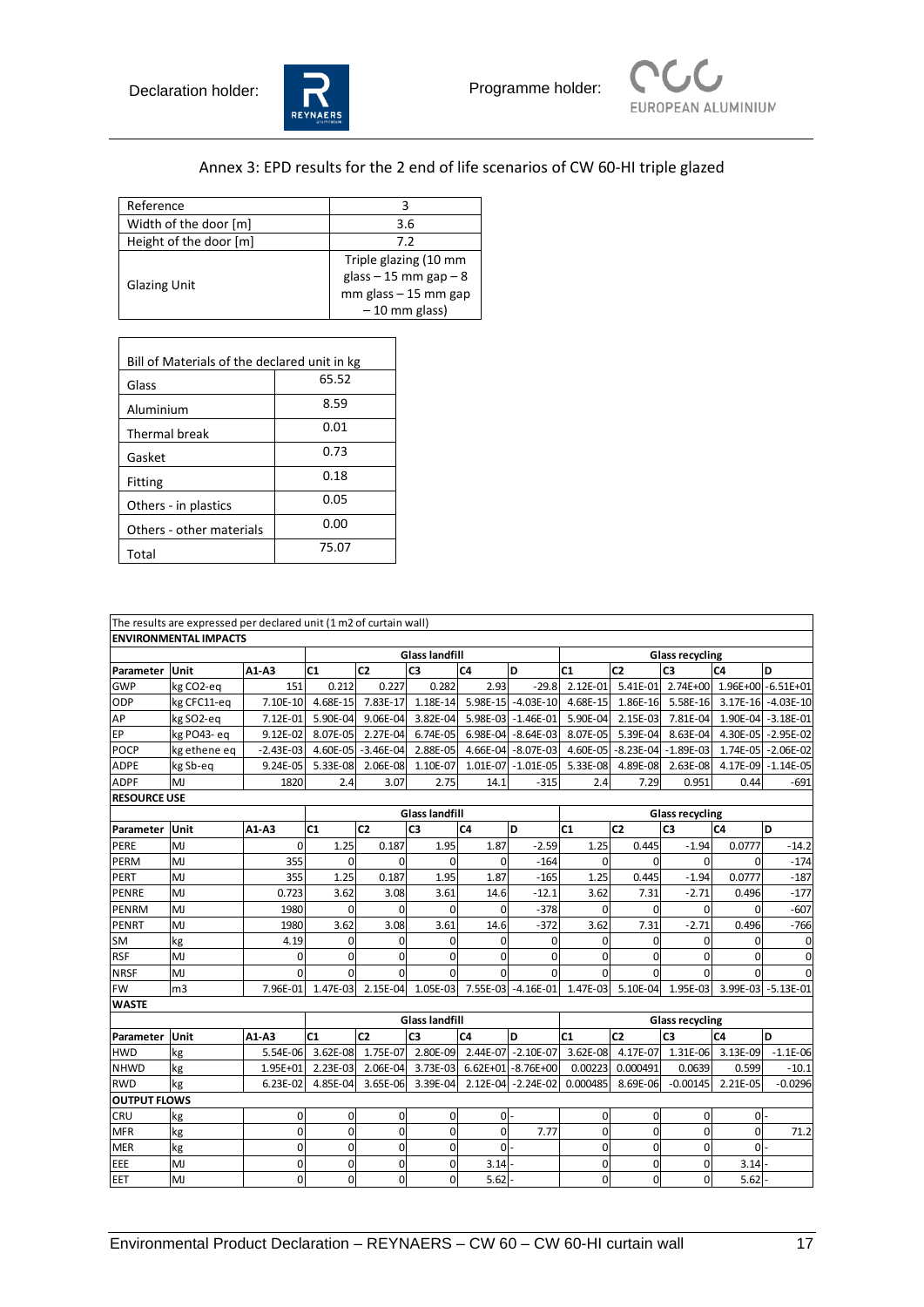Declaration holder: REYNAERS    Programme holder: EUROPEAN ALUMINIUM

## Annex 3: EPD results for the 2 end of life scenarios of CW 60-HI triple glazed

| Reference | 3 |
|---|---|
| Width of the door [m] | 3.6 |
| Height of the door [m] | 7.2 |
| Glazing Unit | Triple glazing (10 mm glass – 15 mm gap – 8 mm glass – 15 mm gap – 10 mm glass) |

| Bill of Materials of the declared unit in kg | |
|---|---|
| Glass | 65.52 |
| Aluminium | 8.59 |
| Thermal break | 0.01 |
| Gasket | 0.73 |
| Fitting | 0.18 |
| Others - in plastics | 0.05 |
| Others - other materials | 0.00 |
| Total | 75.07 |

The results are expressed per declared unit (1 m2 of curtain wall)

| ENVIRONMENTAL IMPACTS | | | | | | | | | | | | | |
|---|---|---|---|---|---|---|---|---|---|---|---|---|---|
| | | | Glass landfill | | | | | Glass recycling | | | | | |
| Parameter | Unit | A1-A3 | C1 | C2 | C3 | C4 | D | C1 | C2 | C3 | C4 | D |
| GWP | kg CO2-eq | 151 | 0.212 | 0.227 | 0.282 | 2.93 | -29.8 | 2.12E-01 | 5.41E-01 | 2.74E+00 | 1.96E+00 | -6.51E+01 |
| ODP | kg CFC11-eq | 7.10E-10 | 4.68E-15 | 7.83E-17 | 1.18E-14 | 5.98E-15 | -4.03E-10 | 4.68E-15 | 1.86E-16 | 5.58E-16 | 3.17E-16 | -4.03E-10 |
| AP | kg SO2-eq | 7.12E-01 | 5.90E-04 | 9.06E-04 | 3.82E-04 | 5.98E-03 | -1.46E-01 | 5.90E-04 | 2.15E-03 | 7.81E-04 | 1.90E-04 | -3.18E-01 |
| EP | kg PO43- eq | 9.12E-02 | 8.07E-05 | 2.27E-04 | 6.74E-05 | 6.98E-04 | -8.64E-03 | 8.07E-05 | 5.39E-04 | 8.63E-04 | 4.30E-05 | -2.95E-02 |
| POCP | kg ethene eq | -2.43E-03 | 4.60E-05 | -3.46E-04 | 2.88E-05 | 4.66E-04 | -8.07E-03 | 4.60E-05 | -8.23E-04 | -1.89E-03 | 1.74E-05 | -2.06E-02 |
| ADPE | kg Sb-eq | 9.24E-05 | 5.33E-08 | 2.06E-08 | 1.10E-07 | 1.01E-07 | -1.01E-05 | 5.33E-08 | 4.89E-08 | 2.63E-08 | 4.17E-09 | -1.14E-05 |
| ADPF | MJ | 1820 | 2.4 | 3.07 | 2.75 | 14.1 | -315 | 2.4 | 7.29 | 0.951 | 0.44 | -691 |
| **RESOURCE USE** | | | | | | | | | | | | |
| | | | Glass landfill | | | | | Glass recycling | | | | |
| Parameter | Unit | A1-A3 | C1 | C2 | C3 | C4 | D | C1 | C2 | C3 | C4 | D |
| PERE | MJ | 0 | 1.25 | 0.187 | 1.95 | 1.87 | -2.59 | 1.25 | 0.445 | -1.94 | 0.0777 | -14.2 |
| PERM | MJ | 355 | 0 | 0 | 0 | 0 | -164 | 0 | 0 | 0 | 0 | -174 |
| PERT | MJ | 355 | 1.25 | 0.187 | 1.95 | 1.87 | -165 | 1.25 | 0.445 | -1.94 | 0.0777 | -187 |
| PENRE | MJ | 0.723 | 3.62 | 3.08 | 3.61 | 14.6 | -12.1 | 3.62 | 7.31 | -2.71 | 0.496 | -177 |
| PENRM | MJ | 1980 | 0 | 0 | 0 | 0 | -378 | 0 | 0 | 0 | 0 | -607 |
| PENRT | MJ | 1980 | 3.62 | 3.08 | 3.61 | 14.6 | -372 | 3.62 | 7.31 | -2.71 | 0.496 | -766 |
| SM | kg | 4.19 | 0 | 0 | 0 | 0 | 0 | 0 | 0 | 0 | 0 | 0 |
| RSF | MJ | 0 | 0 | 0 | 0 | 0 | 0 | 0 | 0 | 0 | 0 | 0 |
| NRSF | MJ | 0 | 0 | 0 | 0 | 0 | 0 | 0 | 0 | 0 | 0 | 0 |
| FW | m3 | 7.96E-01 | 1.47E-03 | 2.15E-04 | 1.05E-03 | 7.55E-03 | -4.16E-01 | 1.47E-03 | 5.10E-04 | 1.95E-03 | 3.99E-03 | -5.13E-01 |
| **WASTE** | | | | | | | | | | | | |
| | | | Glass landfill | | | | | Glass recycling | | | | |
| Parameter | Unit | A1-A3 | C1 | C2 | C3 | C4 | D | C1 | C2 | C3 | C4 | D |
| HWD | kg | 5.54E-06 | 3.62E-08 | 1.75E-07 | 2.80E-09 | 2.44E-07 | -2.10E-07 | 3.62E-08 | 4.17E-07 | 1.31E-06 | 3.13E-09 | -1.1E-06 |
| NHWD | kg | 1.95E+01 | 2.23E-03 | 2.06E-04 | 3.73E-03 | 6.62E+01 | -8.76E+00 | 0.00223 | 0.000491 | 0.0639 | 0.599 | -10.1 |
| RWD | kg | 6.23E-02 | 4.85E-04 | 3.65E-06 | 3.39E-04 | 2.12E-04 | -2.24E-02 | 0.000485 | 8.69E-06 | -0.00145 | 2.21E-05 | -0.0296 |
| **OUTPUT FLOWS** | | | | | | | | | | | | |
| CRU | kg | 0 | 0 | 0 | 0 | 0 | - | 0 | 0 | 0 | 0 | - |
| MFR | kg | 0 | 0 | 0 | 0 | 0 | 7.77 | 0 | 0 | 0 | 0 | 71.2 |
| MER | kg | 0 | 0 | 0 | 0 | 0 | - | 0 | 0 | 0 | 0 | - |
| EEE | MJ | 0 | 0 | 0 | 0 | 3.14 | - | 0 | 0 | 0 | 3.14 | - |
| EET | MJ | 0 | 0 | 0 | 0 | 5.62 | - | 0 | 0 | 0 | 5.62 | - |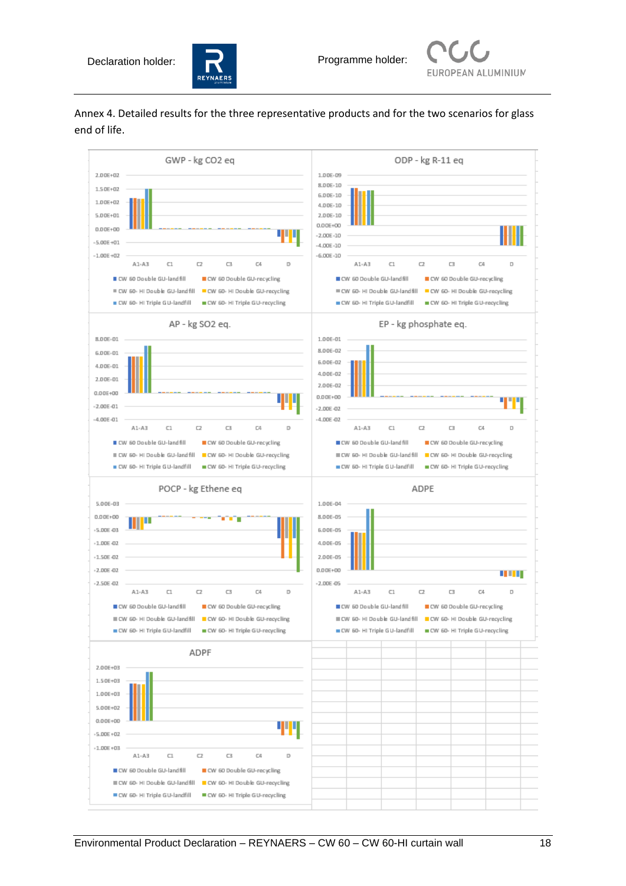Annex 4. Detailed results for the three representative products and for the two scenarios for glass end of life.

GWP - kg CO2 eq

2.00E+02
1.50E+02
1.00E+02
5.00E+01
0.00E+00
-5.00E+01
-1.00E+02

A1-A3 C1 C2 C3 C4 D

CW 60 Double GU-landfill
CW 60 Double GU-recycling
CW 60- HI Double GU-landfill
CW 60- HI Double GU-recycling
CW 60- HI Triple GU-landfill
CW 60- HI Triple GU-recycling

ODP - kg R-11 eq

1.00E-09
8.00E-10
6.00E-10
4.00E-10
2.00E-10
0.00E+00
-2.00E-10
-4.00E-10
-6.00E-10

A1-A3 C1 C2 C3 C4 D

CW 60 Double GU-landfill
CW 60 Double GU-recycling
CW 60- HI Double GU-landfill
CW 60- HI Double GU-recycling
CW 60- HI Triple GU-landfill
CW 60- HI Triple GU-recycling

AP - kg SO2 eq.

8.00E-01
6.00E-01
4.00E-01
2.00E-01
0.00E+00
-2.00E-01
-4.00E-01

A1-A3 C1 C2 C3 C4 D

CW 60 Double GU-landfill
CW 60 Double GU-recycling
CW 60- HI Double GU-landfill
CW 60- HI Double GU-recycling
CW 60- HI Triple GU-landfill
CW 60- HI Triple GU-recycling

EP - kg phosphate eq.

1.00E-01
8.00E-02
6.00E-02
4.00E-02
2.00E-02
0.00E+00
-2.00E-02
-4.00E-02

A1-A3 C1 C2 C3 C4 D

CW 60 Double GU-landfill
CW 60 Double GU-recycling
CW 60- HI Double GU-landfill
CW 60- HI Double GU-recycling
CW 60- HI Triple GU-landfill
CW 60- HI Triple GU-recycling

POCP - kg Ethene eq

5.00E-03
0.00E+00
-5.00E-03
-1.00E-02
-1.50E-02
-2.00E-02
-2.50E-02

A1-A3 C1 C2 C3 C4 D

CW 60 Double GU-landfill
CW 60 Double GU-recycling
CW 60- HI Double GU-landfill
CW 60- HI Double GU-recycling
CW 60- HI Triple GU-landfill
CW 60- HI Triple GU-recycling

ADPE

1.00E-04
8.00E-05
6.00E-05
4.00E-05
2.00E-05
0.00E+00
-2.00E-05

A1-A3 C1 C2 C3 C4 D

CW 60 Double GU-landfill
CW 60 Double GU-recycling
CW 60- HI Double GU-landfill
CW 60- HI Double GU-recycling
CW 60- HI Triple GU-landfill
CW 60- HI Triple GU-recycling

ADPF

2.00E+03
1.50E+03
1.00E+03
5.00E+02
0.00E+00
-5.00E+02
-1.00E+03

A1-A3 C1 C2 C3 C4 D

CW 60 Double GU-landfill
CW 60 Double GU-recycling
CW 60- HI Double GU-landfill
CW 60- HI Double GU-recycling
CW 60- HI Triple GU-landfill
CW 60- HI Triple GU-recycling